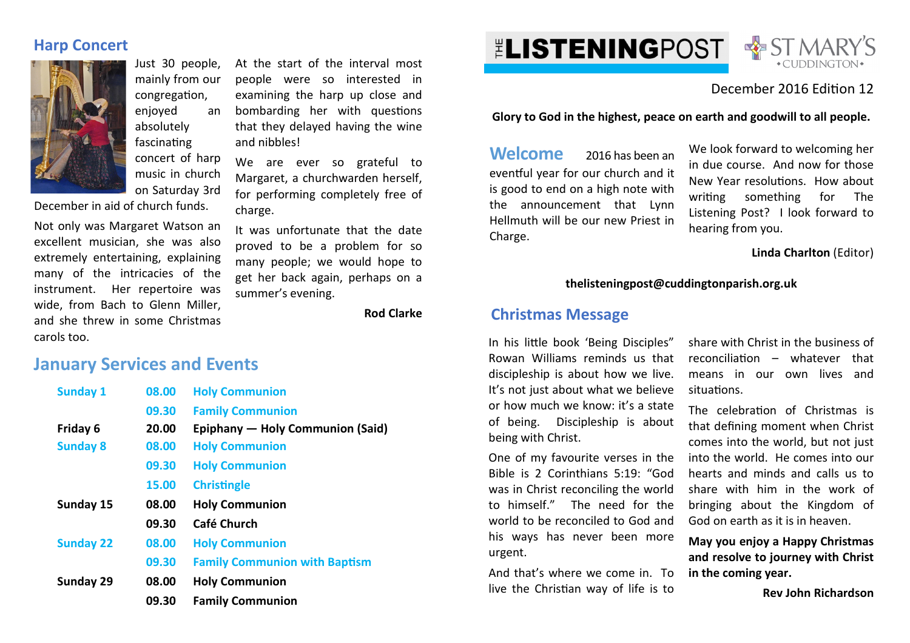## Harp Concert

Just 30 people, mainly from our congregation, enjoyed an absolutely fascinating concert of harp music in church on Saturday 3rd December in aid of church funds.

Not only was Margaret Watson an excellent musician, she was also extremely entertaining, explaining many of the intricacies of the instrument. Her repertoire was wide, from Bach to Glenn Miller, and she threw in some Christmas carols too.

At the start of the interval most people were so interested in examining the harp up close and bombarding her with questions that they delayed having the wine and nibbles!

We are ever so grateful to Margaret, a churchwarden herself, for performing completely free of charge.

It was unfortunate that the date proved to be a problem for so many people; we would hope to get her back again, perhaps on a summer's evening.

**Rod Clarke**

## January Services and Events

| | | |
|---|---|---|
| **Sunday 1** | **08.00** | **Holy Communion** |
| | **09.30** | **Family Communion** |
| **Friday 6** | **20.00** | **Epiphany — Holy Communion (Said)** |
| **Sunday 8** | **08.00** | **Holy Communion** |
| | **09.30** | **Holy Communion** |
| | **15.00** | **Christingle** |
| **Sunday 15** | **08.00** | **Holy Communion** |
| | **09.30** | **Café Church** |
| **Sunday 22** | **08.00** | **Holy Communion** |
| | **09.30** | **Family Communion with Baptism** |
| **Sunday 29** | **08.00** | **Holy Communion** |
| | **09.30** | **Family Communion** |

# THE LISTENING POST

ST MARY'S CUDDINGTON

December 2016 Edition 12

**Glory to God in the highest, peace on earth and goodwill to all people.**

## Welcome

2016 has been an eventful year for our church and it is good to end on a high note with the announcement that Lynn Hellmuth will be our new Priest in Charge.

We look forward to welcoming her in due course. And now for those New Year resolutions. How about writing something for The Listening Post? I look forward to hearing from you.

**Linda Charlton** (Editor)

**thelisteningpost@cuddingtonparish.org.uk**

## Christmas Message

In his little book 'Being Disciples" Rowan Williams reminds us that discipleship is about how we live. It's not just about what we believe or how much we know: it's a state of being. Discipleship is about being with Christ.

One of my favourite verses in the Bible is 2 Corinthians 5:19: "God was in Christ reconciling the world to himself." The need for the world to be reconciled to God and his ways has never been more urgent.

And that's where we come in. To live the Christian way of life is to share with Christ in the business of reconciliation – whatever that means in our own lives and situations.

The celebration of Christmas is that defining moment when Christ comes into the world, but not just into the world. He comes into our hearts and minds and calls us to share with him in the work of bringing about the Kingdom of God on earth as it is in heaven.

**May you enjoy a Happy Christmas and resolve to journey with Christ in the coming year.**

**Rev John Richardson**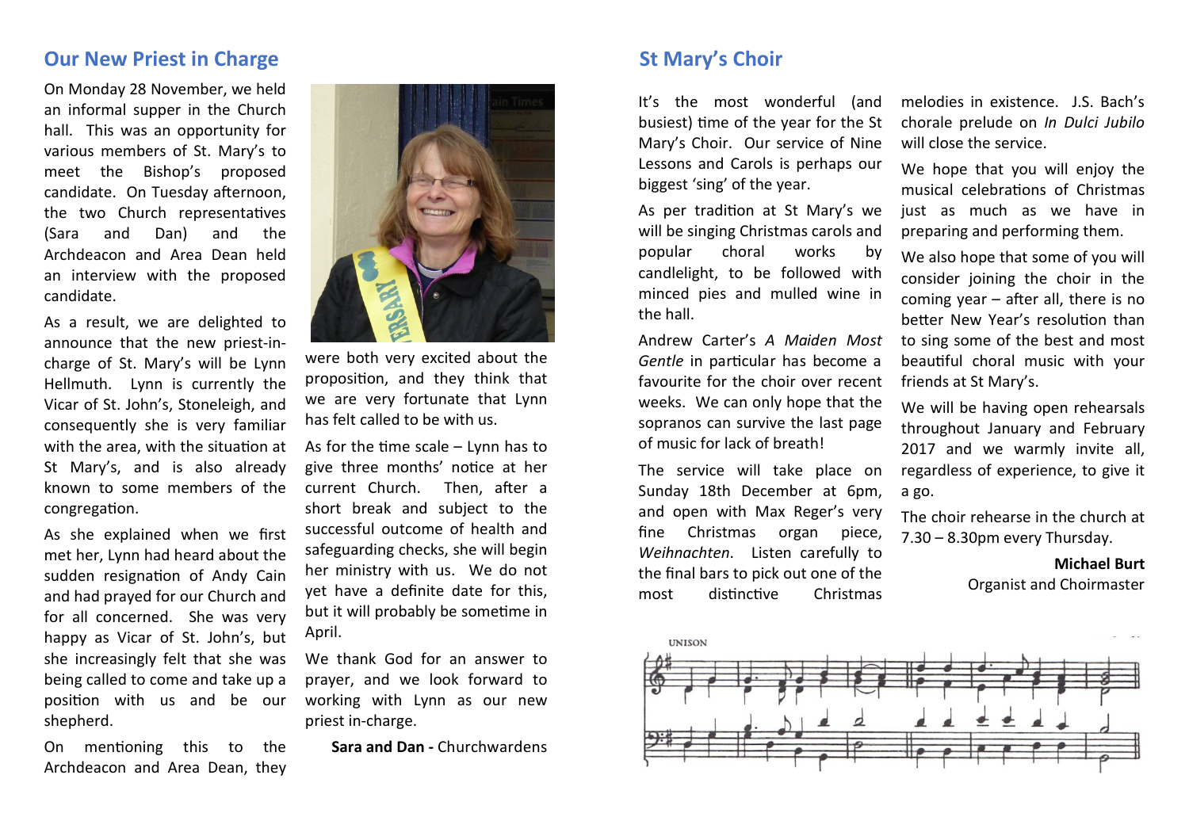## Our New Priest in Charge

On Monday 28 November, we held an informal supper in the Church hall. This was an opportunity for various members of St. Mary's to meet the Bishop's proposed candidate. On Tuesday afternoon, the two Church representatives (Sara and Dan) and the Archdeacon and Area Dean held an interview with the proposed candidate.

As a result, we are delighted to announce that the new priest-in-charge of St. Mary's will be Lynn Hellmuth. Lynn is currently the Vicar of St. John's, Stoneleigh, and consequently she is very familiar with the area, with the situation at St Mary's, and is also already known to some members of the congregation.

As she explained when we first met her, Lynn had heard about the sudden resignation of Andy Cain and had prayed for our Church and for all concerned. She was very happy as Vicar of St. John's, but she increasingly felt that she was being called to come and take up a position with us and be our shepherd.

On mentioning this to the Archdeacon and Area Dean, they were both very excited about the proposition, and they think that we are very fortunate that Lynn has felt called to be with us.

As for the time scale – Lynn has to give three months' notice at her current Church. Then, after a short break and subject to the successful outcome of health and safeguarding checks, she will begin her ministry with us. We do not yet have a definite date for this, but it will probably be sometime in April.

We thank God for an answer to prayer, and we look forward to working with Lynn as our new priest in-charge.

**Sara and Dan -** Churchwardens

## St Mary's Choir

It's the most wonderful (and busiest) time of the year for the St Mary's Choir. Our service of Nine Lessons and Carols is perhaps our biggest 'sing' of the year.

As per tradition at St Mary's we will be singing Christmas carols and popular choral works by candlelight, to be followed with minced pies and mulled wine in the hall.

Andrew Carter's *A Maiden Most Gentle* in particular has become a favourite for the choir over recent weeks. We can only hope that the sopranos can survive the last page of music for lack of breath!

The service will take place on Sunday 18th December at 6pm, and open with Max Reger's very fine Christmas organ piece, *Weihnachten*. Listen carefully to the final bars to pick out one of the most distinctive Christmas melodies in existence. J.S. Bach's chorale prelude on *In Dulci Jubilo* will close the service.

We hope that you will enjoy the musical celebrations of Christmas just as much as we have in preparing and performing them.

We also hope that some of you will consider joining the choir in the coming year – after all, there is no better New Year's resolution than to sing some of the best and most beautiful choral music with your friends at St Mary's.

We will be having open rehearsals throughout January and February 2017 and we warmly invite all, regardless of experience, to give it a go.

The choir rehearse in the church at 7.30 – 8.30pm every Thursday.

**Michael Burt**
Organist and Choirmaster